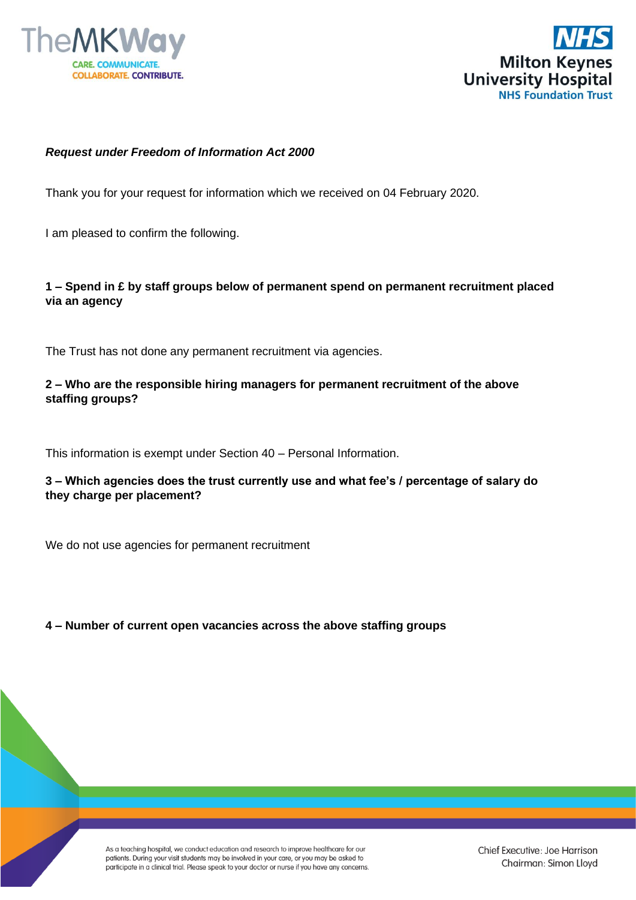***Request under Freedom of Information Act 2000***

Thank you for your request for information which we received on 04 February 2020.

I am pleased to confirm the following.

**1 – Spend in £ by staff groups below of permanent spend on permanent recruitment placed via an agency**

The Trust has not done any permanent recruitment via agencies.

**2 – Who are the responsible hiring managers for permanent recruitment of the above staffing groups?**

This information is exempt under Section 40 – Personal Information.

**3 – Which agencies does the trust currently use and what fee's / percentage of salary do they charge per placement?**

We do not use agencies for permanent recruitment

**4 – Number of current open vacancies across the above staffing groups**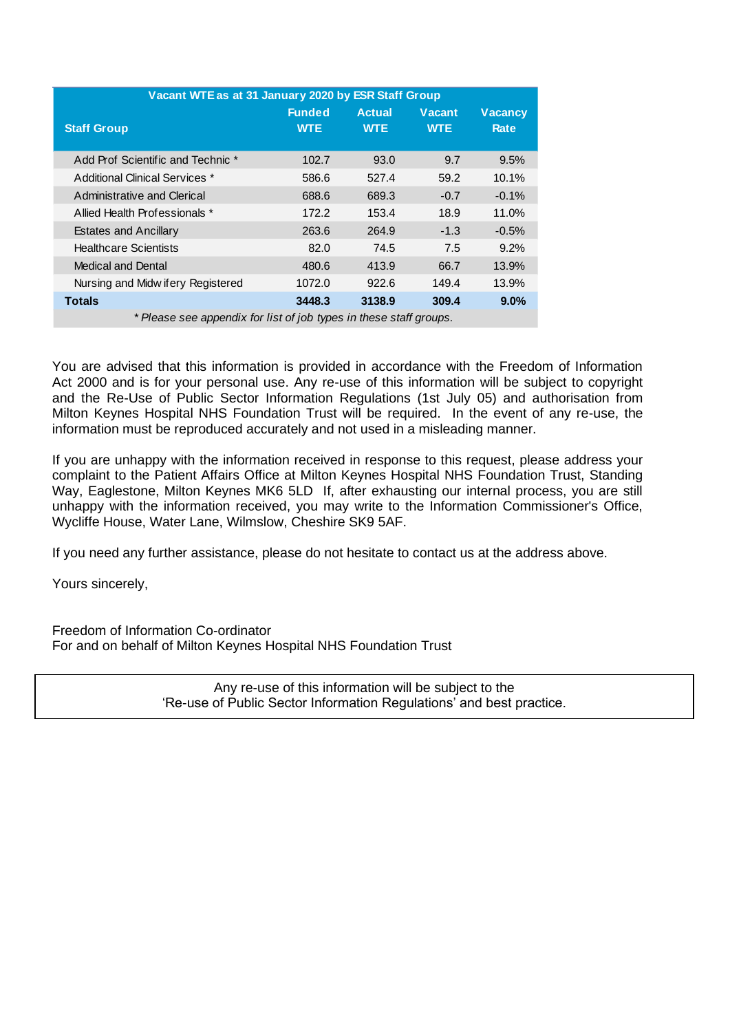| Vacant WTE as at 31 January 2020 by ESR Staff Group | | | | |
|---|---|---|---|---|
| **Staff Group** | **Funded WTE** | **Actual WTE** | **Vacant WTE** | **Vacancy Rate** |
| Add Prof Scientific and Technic * | 102.7 | 93.0 | 9.7 | 9.5% |
| Additional Clinical Services * | 586.6 | 527.4 | 59.2 | 10.1% |
| Administrative and Clerical | 688.6 | 689.3 | -0.7 | -0.1% |
| Allied Health Professionals * | 172.2 | 153.4 | 18.9 | 11.0% |
| Estates and Ancillary | 263.6 | 264.9 | -1.3 | -0.5% |
| Healthcare Scientists | 82.0 | 74.5 | 7.5 | 9.2% |
| Medical and Dental | 480.6 | 413.9 | 66.7 | 13.9% |
| Nursing and Midwifery Registered | 1072.0 | 922.6 | 149.4 | 13.9% |
| **Totals** | **3448.3** | **3138.9** | **309.4** | **9.0%** |

*\* Please see appendix for list of job types in these staff groups.*

You are advised that this information is provided in accordance with the Freedom of Information Act 2000 and is for your personal use. Any re-use of this information will be subject to copyright and the Re-Use of Public Sector Information Regulations (1st July 05) and authorisation from Milton Keynes Hospital NHS Foundation Trust will be required. In the event of any re-use, the information must be reproduced accurately and not used in a misleading manner.

If you are unhappy with the information received in response to this request, please address your complaint to the Patient Affairs Office at Milton Keynes Hospital NHS Foundation Trust, Standing Way, Eaglestone, Milton Keynes MK6 5LD If, after exhausting our internal process, you are still unhappy with the information received, you may write to the Information Commissioner's Office, Wycliffe House, Water Lane, Wilmslow, Cheshire SK9 5AF.

If you need any further assistance, please do not hesitate to contact us at the address above.

Yours sincerely,

Freedom of Information Co-ordinator
For and on behalf of Milton Keynes Hospital NHS Foundation Trust

Any re-use of this information will be subject to the
'Re-use of Public Sector Information Regulations' and best practice.